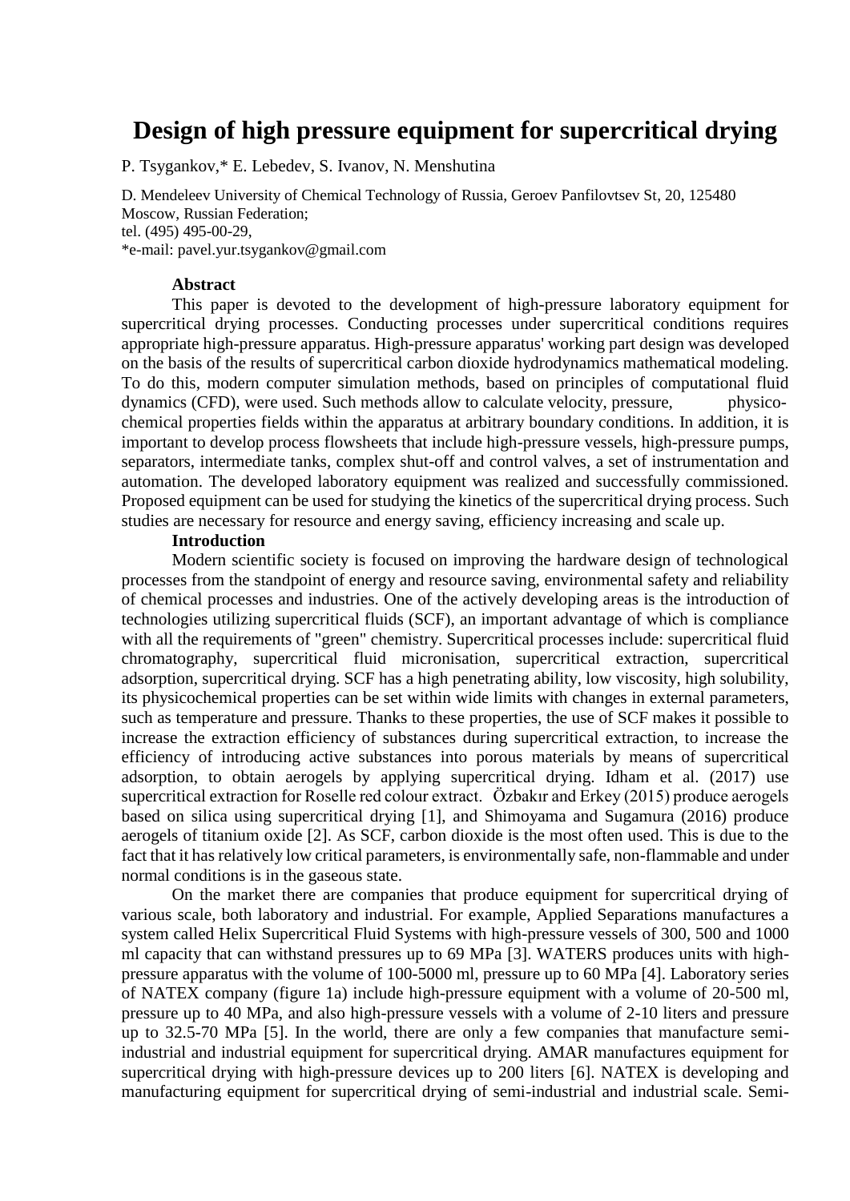# Design of high pressure equipment for supercritical drying

P. Tsygankov,* E. Lebedev, S. Ivanov, N. Menshutina

D. Mendeleev University of Chemical Technology of Russia, Geroev Panfilovtsev St, 20, 125480 Moscow, Russian Federation;
tel. (495) 495-00-29,
*e-mail: pavel.yur.tsygankov@gmail.com

## Abstract

This paper is devoted to the development of high-pressure laboratory equipment for supercritical drying processes. Conducting processes under supercritical conditions requires appropriate high-pressure apparatus. High-pressure apparatus' working part design was developed on the basis of the results of supercritical carbon dioxide hydrodynamics mathematical modeling. To do this, modern computer simulation methods, based on principles of computational fluid dynamics (CFD), were used. Such methods allow to calculate velocity, pressure, physico-chemical properties fields within the apparatus at arbitrary boundary conditions. In addition, it is important to develop process flowsheets that include high-pressure vessels, high-pressure pumps, separators, intermediate tanks, complex shut-off and control valves, a set of instrumentation and automation. The developed laboratory equipment was realized and successfully commissioned. Proposed equipment can be used for studying the kinetics of the supercritical drying process. Such studies are necessary for resource and energy saving, efficiency increasing and scale up.

## Introduction

Modern scientific society is focused on improving the hardware design of technological processes from the standpoint of energy and resource saving, environmental safety and reliability of chemical processes and industries. One of the actively developing areas is the introduction of technologies utilizing supercritical fluids (SCF), an important advantage of which is compliance with all the requirements of "green" chemistry. Supercritical processes include: supercritical fluid chromatography, supercritical fluid micronisation, supercritical extraction, supercritical adsorption, supercritical drying. SCF has a high penetrating ability, low viscosity, high solubility, its physicochemical properties can be set within wide limits with changes in external parameters, such as temperature and pressure. Thanks to these properties, the use of SCF makes it possible to increase the extraction efficiency of substances during supercritical extraction, to increase the efficiency of introducing active substances into porous materials by means of supercritical adsorption, to obtain aerogels by applying supercritical drying. Idham et al. (2017) use supercritical extraction for Roselle red colour extract. Özbakır and Erkey (2015) produce aerogels based on silica using supercritical drying [1], and Shimoyama and Sugamura (2016) produce aerogels of titanium oxide [2]. As SCF, carbon dioxide is the most often used. This is due to the fact that it has relatively low critical parameters, is environmentally safe, non-flammable and under normal conditions is in the gaseous state.

On the market there are companies that produce equipment for supercritical drying of various scale, both laboratory and industrial. For example, Applied Separations manufactures a system called Helix Supercritical Fluid Systems with high-pressure vessels of 300, 500 and 1000 ml capacity that can withstand pressures up to 69 MPa [3]. WATERS produces units with high-pressure apparatus with the volume of 100-5000 ml, pressure up to 60 MPa [4]. Laboratory series of NATEX company (figure 1a) include high-pressure equipment with a volume of 20-500 ml, pressure up to 40 MPa, and also high-pressure vessels with a volume of 2-10 liters and pressure up to 32.5-70 MPa [5]. In the world, there are only a few companies that manufacture semi-industrial and industrial equipment for supercritical drying. AMAR manufactures equipment for supercritical drying with high-pressure devices up to 200 liters [6]. NATEX is developing and manufacturing equipment for supercritical drying of semi-industrial and industrial scale. Semi-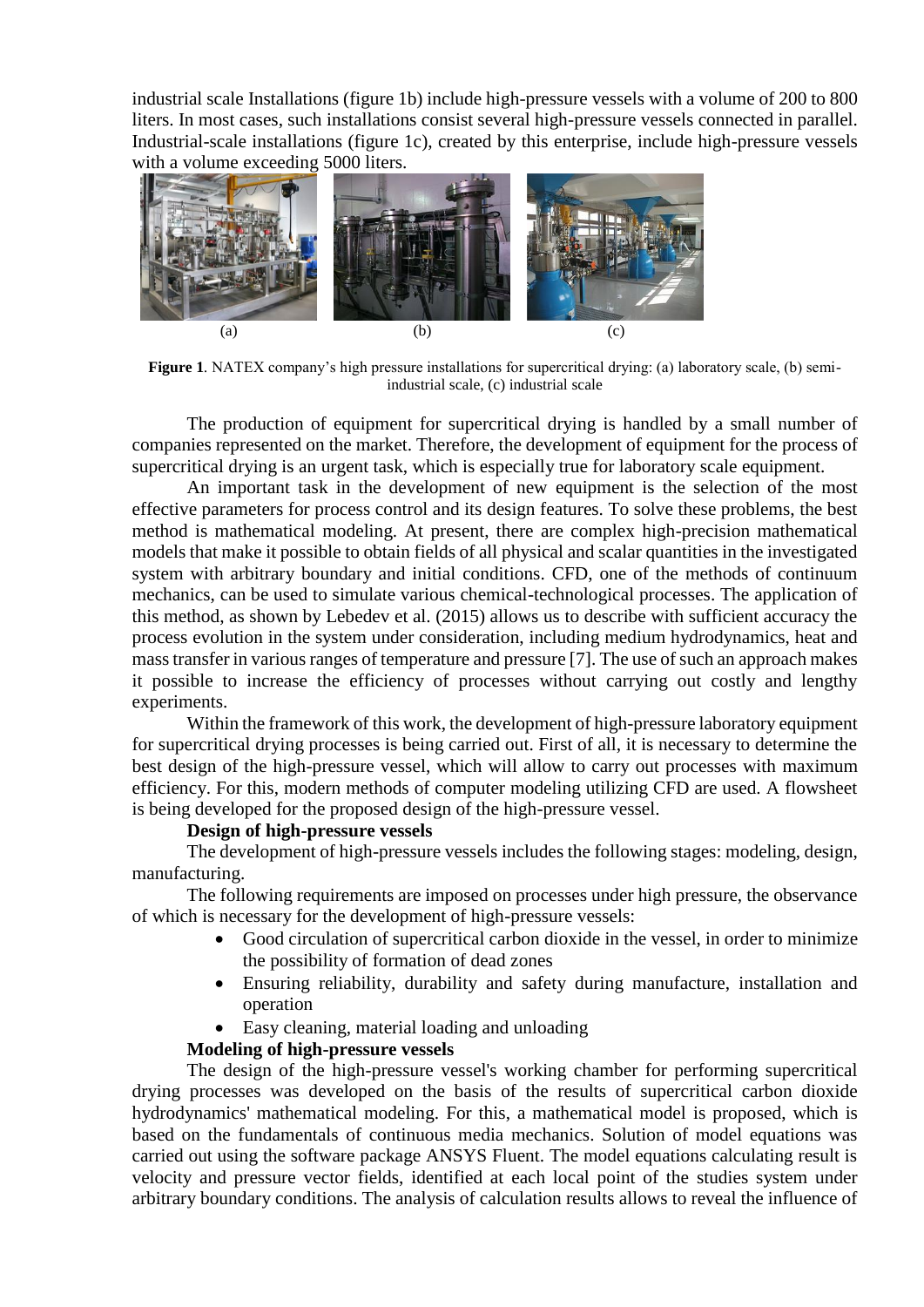industrial scale Installations (figure 1b) include high-pressure vessels with a volume of 200 to 800 liters. In most cases, such installations consist several high-pressure vessels connected in parallel. Industrial-scale installations (figure 1c), created by this enterprise, include high-pressure vessels with a volume exceeding 5000 liters.

(a) (b) (c)

**Figure 1**. NATEX company's high pressure installations for supercritical drying: (a) laboratory scale, (b) semi-industrial scale, (c) industrial scale

The production of equipment for supercritical drying is handled by a small number of companies represented on the market. Therefore, the development of equipment for the process of supercritical drying is an urgent task, which is especially true for laboratory scale equipment.

An important task in the development of new equipment is the selection of the most effective parameters for process control and its design features. To solve these problems, the best method is mathematical modeling. At present, there are complex high-precision mathematical models that make it possible to obtain fields of all physical and scalar quantities in the investigated system with arbitrary boundary and initial conditions. CFD, one of the methods of continuum mechanics, can be used to simulate various chemical-technological processes. The application of this method, as shown by Lebedev et al. (2015) allows us to describe with sufficient accuracy the process evolution in the system under consideration, including medium hydrodynamics, heat and mass transfer in various ranges of temperature and pressure [7]. The use of such an approach makes it possible to increase the efficiency of processes without carrying out costly and lengthy experiments.

Within the framework of this work, the development of high-pressure laboratory equipment for supercritical drying processes is being carried out. First of all, it is necessary to determine the best design of the high-pressure vessel, which will allow to carry out processes with maximum efficiency. For this, modern methods of computer modeling utilizing CFD are used. A flowsheet is being developed for the proposed design of the high-pressure vessel.

**Design of high-pressure vessels**

The development of high-pressure vessels includes the following stages: modeling, design, manufacturing.

The following requirements are imposed on processes under high pressure, the observance of which is necessary for the development of high-pressure vessels:

- Good circulation of supercritical carbon dioxide in the vessel, in order to minimize the possibility of formation of dead zones
- Ensuring reliability, durability and safety during manufacture, installation and operation
- Easy cleaning, material loading and unloading

**Modeling of high-pressure vessels**

The design of the high-pressure vessel's working chamber for performing supercritical drying processes was developed on the basis of the results of supercritical carbon dioxide hydrodynamics' mathematical modeling. For this, a mathematical model is proposed, which is based on the fundamentals of continuous media mechanics. Solution of model equations was carried out using the software package ANSYS Fluent. The model equations calculating result is velocity and pressure vector fields, identified at each local point of the studies system under arbitrary boundary conditions. The analysis of calculation results allows to reveal the influence of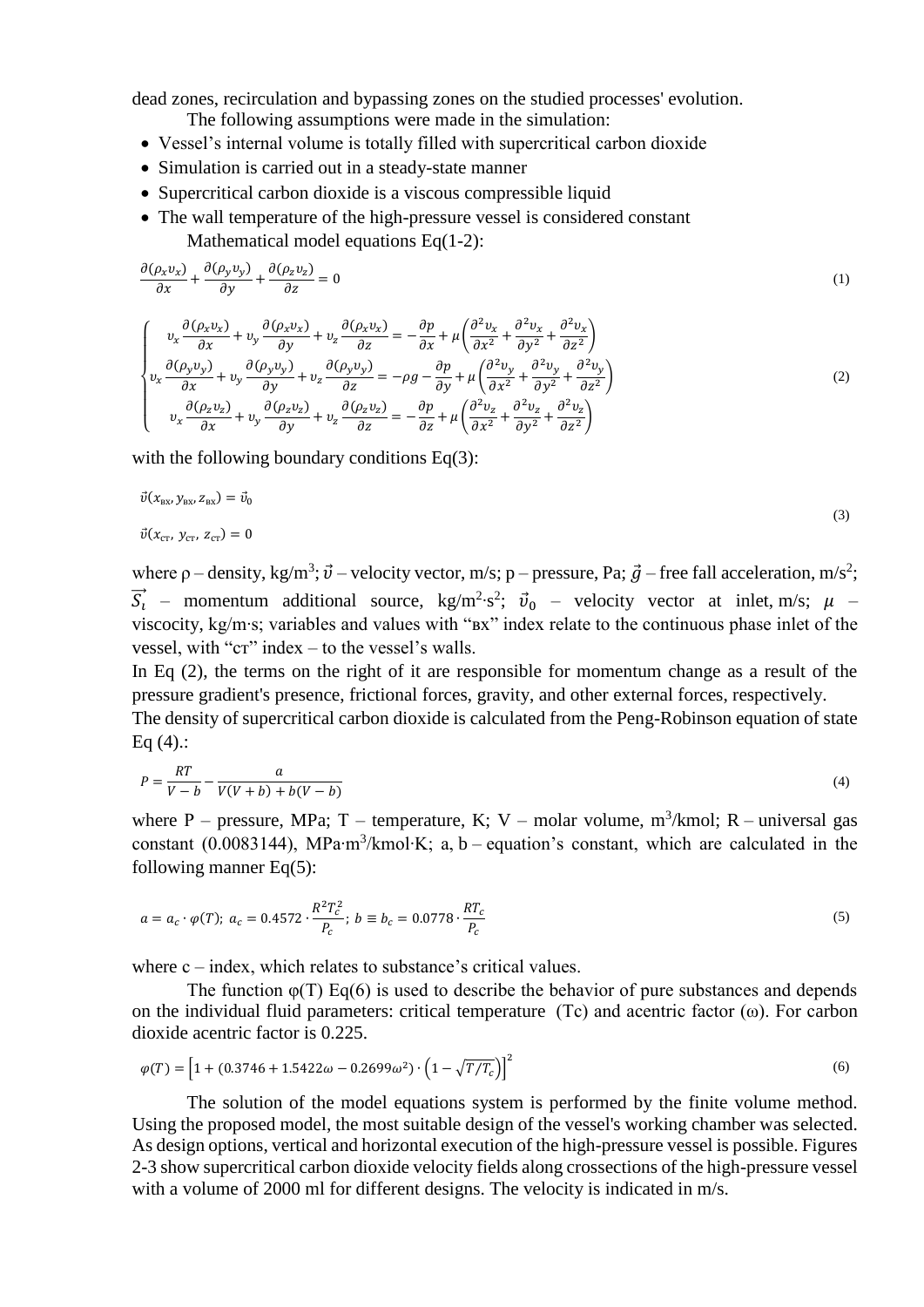dead zones, recirculation and bypassing zones on the studied processes' evolution.

The following assumptions were made in the simulation:

- Vessel's internal volume is totally filled with supercritical carbon dioxide
- Simulation is carried out in a steady-state manner
- Supercritical carbon dioxide is a viscous compressible liquid
- The wall temperature of the high-pressure vessel is considered constant

Mathematical model equations Eq(1-2):

$$\frac{\partial(\rho_x \upsilon_x)}{\partial x} + \frac{\partial(\rho_y \upsilon_y)}{\partial y} + \frac{\partial(\rho_z \upsilon_z)}{\partial z} = 0 \tag{1}$$

$$\begin{cases} \upsilon_x \dfrac{\partial(\rho_x \upsilon_x)}{\partial x} + \upsilon_y \dfrac{\partial(\rho_x \upsilon_x)}{\partial y} + \upsilon_z \dfrac{\partial(\rho_x \upsilon_x)}{\partial z} = -\dfrac{\partial p}{\partial x} + \mu\left(\dfrac{\partial^2 \upsilon_x}{\partial x^2} + \dfrac{\partial^2 \upsilon_x}{\partial y^2} + \dfrac{\partial^2 \upsilon_x}{\partial z^2}\right) \\ \upsilon_x \dfrac{\partial(\rho_y \upsilon_y)}{\partial x} + \upsilon_y \dfrac{\partial(\rho_y \upsilon_y)}{\partial y} + \upsilon_z \dfrac{\partial(\rho_y \upsilon_y)}{\partial z} = -\rho g - \dfrac{\partial p}{\partial y} + \mu\left(\dfrac{\partial^2 \upsilon_y}{\partial x^2} + \dfrac{\partial^2 \upsilon_y}{\partial y^2} + \dfrac{\partial^2 \upsilon_y}{\partial z^2}\right) \\ \upsilon_x \dfrac{\partial(\rho_z \upsilon_z)}{\partial x} + \upsilon_y \dfrac{\partial(\rho_z \upsilon_z)}{\partial y} + \upsilon_z \dfrac{\partial(\rho_z \upsilon_z)}{\partial z} = -\dfrac{\partial p}{\partial z} + \mu\left(\dfrac{\partial^2 \upsilon_z}{\partial x^2} + \dfrac{\partial^2 \upsilon_z}{\partial y^2} + \dfrac{\partial^2 \upsilon_z}{\partial z^2}\right) \end{cases} \tag{2}$$

with the following boundary conditions Eq(3):

$$\vec{\upsilon}(x_{\text{вх}}, y_{\text{вх}}, z_{\text{вх}}) = \vec{\upsilon}_0$$
$$\vec{\upsilon}(x_{\text{ст}}, y_{\text{ст}}, z_{\text{ст}}) = 0 \tag{3}$$

where $\rho$ – density, kg/m$^3$; $\vec{\upsilon}$ – velocity vector, m/s; p – pressure, Pa; $\vec{g}$ – free fall acceleration, m/s$^2$; $\vec{S_i}$ – momentum additional source, kg/m$^2$·s$^2$; $\vec{\upsilon}_0$ – velocity vector at inlet, m/s; $\mu$ – viscocity, kg/m·s; variables and values with "вх" index relate to the continuous phase inlet of the vessel, with "ст" index – to the vessel's walls.

In Eq (2), the terms on the right of it are responsible for momentum change as a result of the pressure gradient's presence, frictional forces, gravity, and other external forces, respectively.

The density of supercritical carbon dioxide is calculated from the Peng-Robinson equation of state Eq (4).:

$$P = \frac{RT}{V - b} - \frac{a}{V(V + b) + b(V - b)} \tag{4}$$

where P – pressure, MPa; T – temperature, K; V – molar volume, m$^3$/kmol; R – universal gas constant (0.0083144), MPa·m$^3$/kmol·K; a, b – equation's constant, which are calculated in the following manner Eq(5):

$$a = a_c \cdot \varphi(T);\ a_c = 0.4572 \cdot \frac{R^2 T_c^2}{P_c};\ b \equiv b_c = 0.0778 \cdot \frac{RT_c}{P_c} \tag{5}$$

where c – index, which relates to substance's critical values.

The function $\varphi$(T) Eq(6) is used to describe the behavior of pure substances and depends on the individual fluid parameters: critical temperature (Tc) and acentric factor ($\omega$). For carbon dioxide acentric factor is 0.225.

$$\varphi(T) = \left[1 + (0.3746 + 1.5422\omega - 0.2699\omega^2) \cdot \left(1 - \sqrt{T/T_c}\right)\right]^2 \tag{6}$$

The solution of the model equations system is performed by the finite volume method. Using the proposed model, the most suitable design of the vessel's working chamber was selected. As design options, vertical and horizontal execution of the high-pressure vessel is possible. Figures 2-3 show supercritical carbon dioxide velocity fields along crossections of the high-pressure vessel with a volume of 2000 ml for different designs. The velocity is indicated in m/s.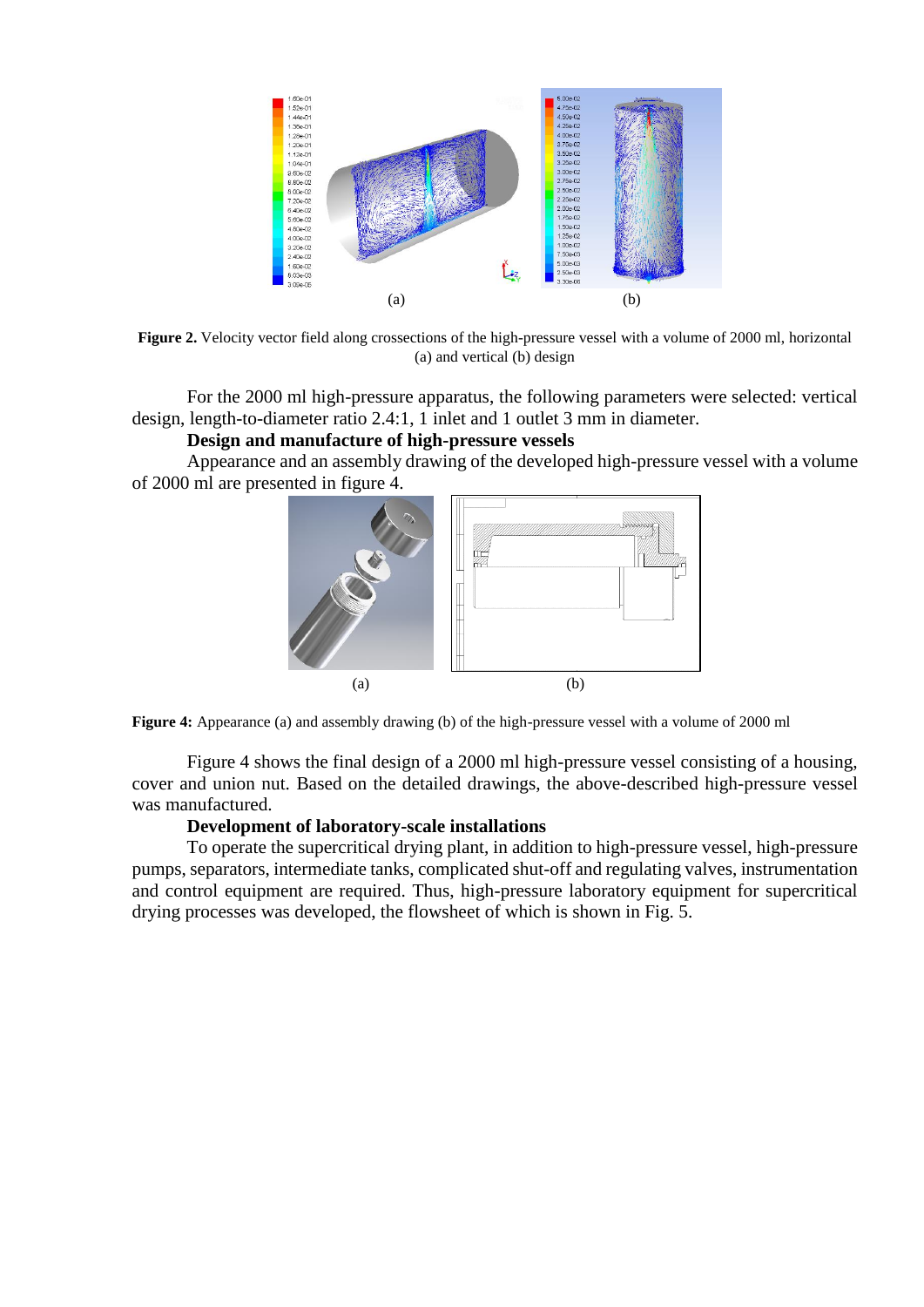(a) (b)

**Figure 2.** Velocity vector field along crossections of the high-pressure vessel with a volume of 2000 ml, horizontal (a) and vertical (b) design

For the 2000 ml high-pressure apparatus, the following parameters were selected: vertical design, length-to-diameter ratio 2.4:1, 1 inlet and 1 outlet 3 mm in diameter.

**Design and manufacture of high-pressure vessels**

Appearance and an assembly drawing of the developed high-pressure vessel with a volume of 2000 ml are presented in figure 4.

(a) (b)

**Figure 4:** Appearance (a) and assembly drawing (b) of the high-pressure vessel with a volume of 2000 ml

Figure 4 shows the final design of a 2000 ml high-pressure vessel consisting of a housing, cover and union nut. Based on the detailed drawings, the above-described high-pressure vessel was manufactured.

**Development of laboratory-scale installations**

To operate the supercritical drying plant, in addition to high-pressure vessel, high-pressure pumps, separators, intermediate tanks, complicated shut-off and regulating valves, instrumentation and control equipment are required. Thus, high-pressure laboratory equipment for supercritical drying processes was developed, the flowsheet of which is shown in Fig. 5.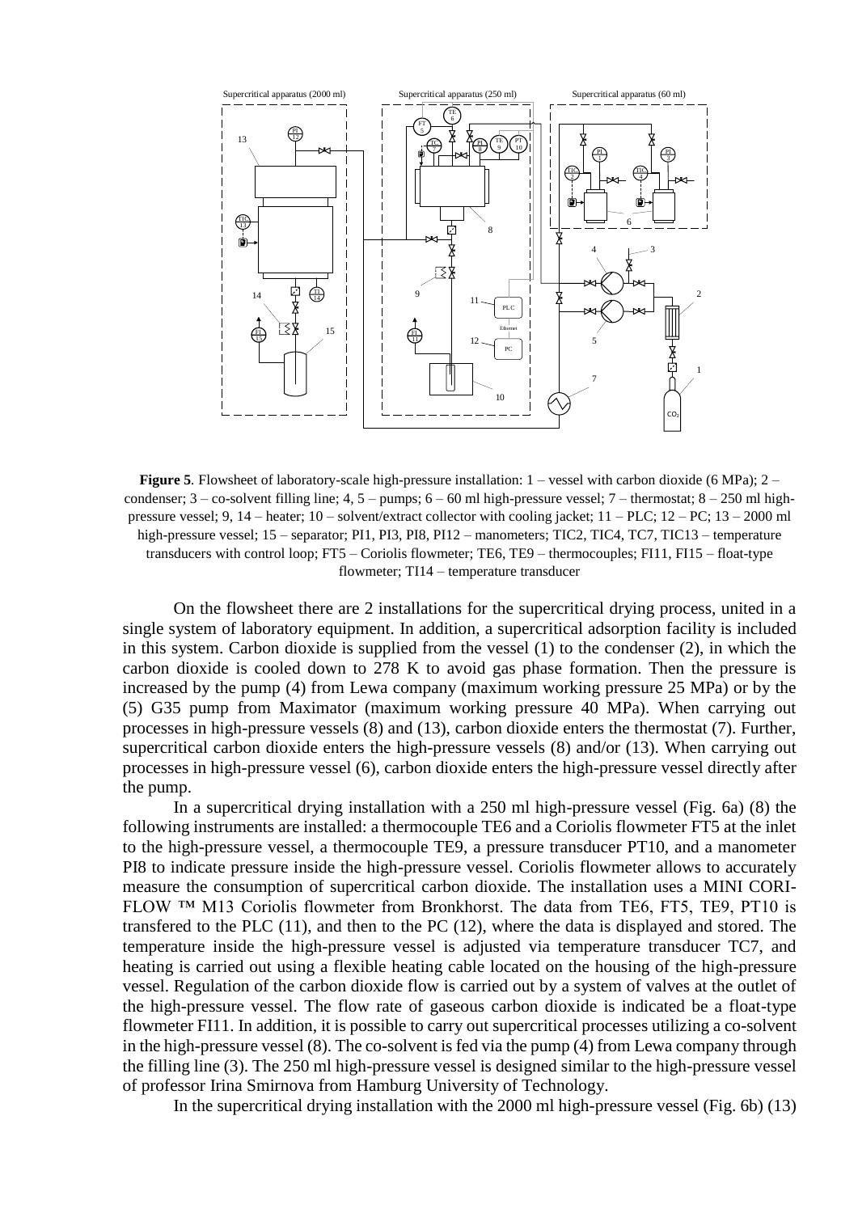**Figure 5**. Flowsheet of laboratory-scale high-pressure installation: 1 – vessel with carbon dioxide (6 MPa); 2 – condenser; 3 – co-solvent filling line; 4, 5 – pumps; 6 – 60 ml high-pressure vessel; 7 – thermostat; 8 – 250 ml high-pressure vessel; 9, 14 – heater; 10 – solvent/extract collector with cooling jacket; 11 – PLC; 12 – PC; 13 – 2000 ml high-pressure vessel; 15 – separator; PI1, PI3, PI8, PI12 – manometers; TIC2, TIC4, TC7, TIC13 – temperature transducers with control loop; FT5 – Coriolis flowmeter; TE6, TE9 – thermocouples; FI11, FI15 – float-type flowmeter; TI14 – temperature transducer

On the flowsheet there are 2 installations for the supercritical drying process, united in a single system of laboratory equipment. In addition, a supercritical adsorption facility is included in this system. Carbon dioxide is supplied from the vessel (1) to the condenser (2), in which the carbon dioxide is cooled down to 278 K to avoid gas phase formation. Then the pressure is increased by the pump (4) from Lewa company (maximum working pressure 25 MPa) or by the (5) G35 pump from Maximator (maximum working pressure 40 MPa). When carrying out processes in high-pressure vessels (8) and (13), carbon dioxide enters the thermostat (7). Further, supercritical carbon dioxide enters the high-pressure vessels (8) and/or (13). When carrying out processes in high-pressure vessel (6), carbon dioxide enters the high-pressure vessel directly after the pump.

In a supercritical drying installation with a 250 ml high-pressure vessel (Fig. 6a) (8) the following instruments are installed: a thermocouple TE6 and a Coriolis flowmeter FT5 at the inlet to the high-pressure vessel, a thermocouple TE9, a pressure transducer PT10, and a manometer PI8 to indicate pressure inside the high-pressure vessel. Coriolis flowmeter allows to accurately measure the consumption of supercritical carbon dioxide. The installation uses a MINI CORI-FLOW ™ M13 Coriolis flowmeter from Bronkhorst. The data from TE6, FT5, TE9, PT10 is transfered to the PLC (11), and then to the PC (12), where the data is displayed and stored. The temperature inside the high-pressure vessel is adjusted via temperature transducer TC7, and heating is carried out using a flexible heating cable located on the housing of the high-pressure vessel. Regulation of the carbon dioxide flow is carried out by a system of valves at the outlet of the high-pressure vessel. The flow rate of gaseous carbon dioxide is indicated be a float-type flowmeter FI11. In addition, it is possible to carry out supercritical processes utilizing a co-solvent in the high-pressure vessel (8). The co-solvent is fed via the pump (4) from Lewa company through the filling line (3). The 250 ml high-pressure vessel is designed similar to the high-pressure vessel of professor Irina Smirnova from Hamburg University of Technology.

In the supercritical drying installation with the 2000 ml high-pressure vessel (Fig. 6b) (13)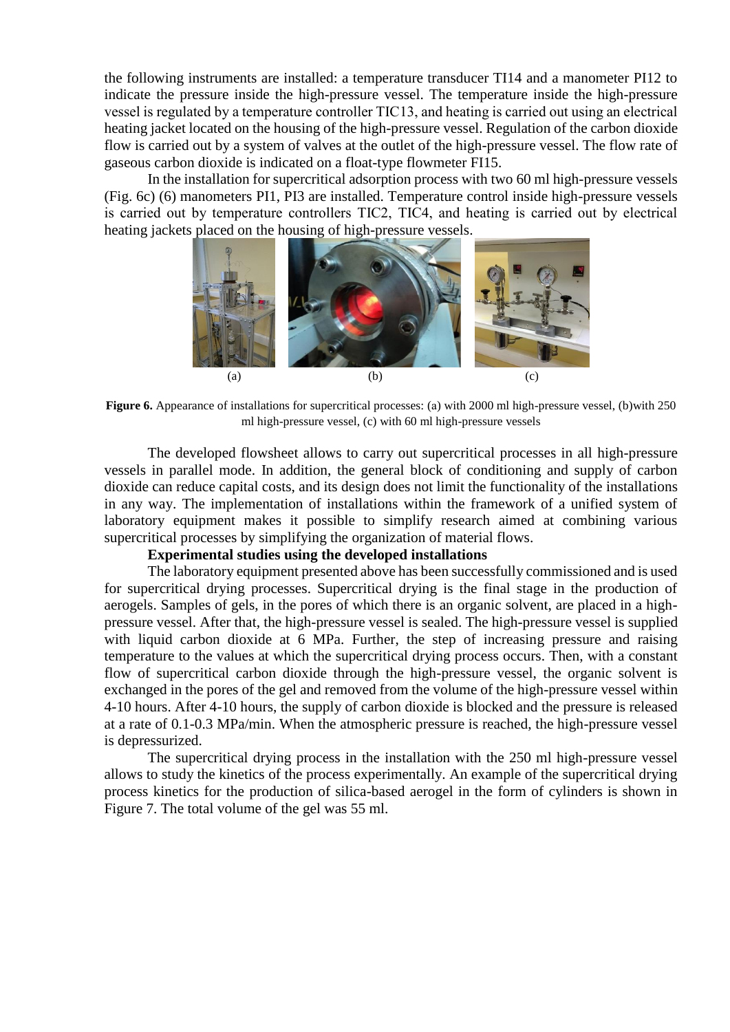the following instruments are installed: a temperature transducer TI14 and a manometer PI12 to indicate the pressure inside the high-pressure vessel. The temperature inside the high-pressure vessel is regulated by a temperature controller TIC13, and heating is carried out using an electrical heating jacket located on the housing of the high-pressure vessel. Regulation of the carbon dioxide flow is carried out by a system of valves at the outlet of the high-pressure vessel. The flow rate of gaseous carbon dioxide is indicated on a float-type flowmeter FI15.

In the installation for supercritical adsorption process with two 60 ml high-pressure vessels (Fig. 6c) (6) manometers PI1, PI3 are installed. Temperature control inside high-pressure vessels is carried out by temperature controllers TIC2, TIC4, and heating is carried out by electrical heating jackets placed on the housing of high-pressure vessels.

(a) (b) (c)

**Figure 6.** Appearance of installations for supercritical processes: (a) with 2000 ml high-pressure vessel, (b)with 250 ml high-pressure vessel, (c) with 60 ml high-pressure vessels

The developed flowsheet allows to carry out supercritical processes in all high-pressure vessels in parallel mode. In addition, the general block of conditioning and supply of carbon dioxide can reduce capital costs, and its design does not limit the functionality of the installations in any way. The implementation of installations within the framework of a unified system of laboratory equipment makes it possible to simplify research aimed at combining various supercritical processes by simplifying the organization of material flows.

**Experimental studies using the developed installations**

The laboratory equipment presented above has been successfully commissioned and is used for supercritical drying processes. Supercritical drying is the final stage in the production of aerogels. Samples of gels, in the pores of which there is an organic solvent, are placed in a high-pressure vessel. After that, the high-pressure vessel is sealed. The high-pressure vessel is supplied with liquid carbon dioxide at 6 MPa. Further, the step of increasing pressure and raising temperature to the values at which the supercritical drying process occurs. Then, with a constant flow of supercritical carbon dioxide through the high-pressure vessel, the organic solvent is exchanged in the pores of the gel and removed from the volume of the high-pressure vessel within 4-10 hours. After 4-10 hours, the supply of carbon dioxide is blocked and the pressure is released at a rate of 0.1-0.3 MPa/min. When the atmospheric pressure is reached, the high-pressure vessel is depressurized.

The supercritical drying process in the installation with the 250 ml high-pressure vessel allows to study the kinetics of the process experimentally. An example of the supercritical drying process kinetics for the production of silica-based aerogel in the form of cylinders is shown in Figure 7. The total volume of the gel was 55 ml.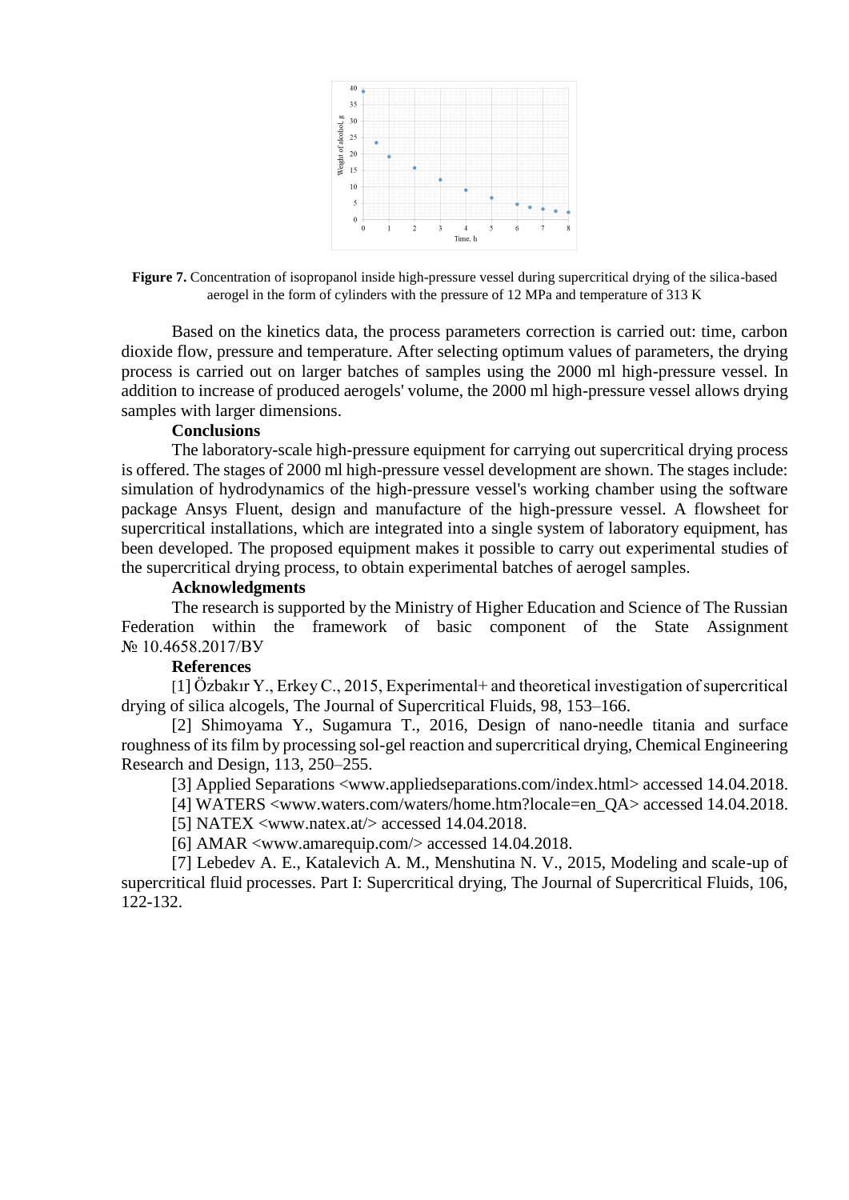40
35
30
25
20
15
10
5
0
0 1 2 3 4 5 6 7 8
Weight of alcohol, g
Time, h

**Figure 7.** Concentration of isopropanol inside high-pressure vessel during supercritical drying of the silica-based aerogel in the form of cylinders with the pressure of 12 MPa and temperature of 313 K

Based on the kinetics data, the process parameters correction is carried out: time, carbon dioxide flow, pressure and temperature. After selecting optimum values of parameters, the drying process is carried out on larger batches of samples using the 2000 ml high-pressure vessel. In addition to increase of produced aerogels' volume, the 2000 ml high-pressure vessel allows drying samples with larger dimensions.

## Conclusions

The laboratory-scale high-pressure equipment for carrying out supercritical drying process is offered. The stages of 2000 ml high-pressure vessel development are shown. The stages include: simulation of hydrodynamics of the high-pressure vessel's working chamber using the software package Ansys Fluent, design and manufacture of the high-pressure vessel. A flowsheet for supercritical installations, which are integrated into a single system of laboratory equipment, has been developed. The proposed equipment makes it possible to carry out experimental studies of the supercritical drying process, to obtain experimental batches of aerogel samples.

## Acknowledgments

The research is supported by the Ministry of Higher Education and Science of The Russian Federation within the framework of basic component of the State Assignment № 10.4658.2017/ВУ

## References

[1] Özbakır Y., Erkey C., 2015, Experimental+ and theoretical investigation of supercritical drying of silica alcogels, The Journal of Supercritical Fluids, 98, 153–166.

[2] Shimoyama Y., Sugamura T., 2016, Design of nano-needle titania and surface roughness of its film by processing sol-gel reaction and supercritical drying, Chemical Engineering Research and Design, 113, 250–255.

[3] Applied Separations <www.appliedseparations.com/index.html> accessed 14.04.2018.

[4] WATERS <www.waters.com/waters/home.htm?locale=en_QA> accessed 14.04.2018.

[5] NATEX <www.natex.at/> accessed 14.04.2018.

[6] AMAR <www.amarequip.com/> accessed 14.04.2018.

[7] Lebedev A. E., Katalevich A. M., Menshutina N. V., 2015, Modeling and scale-up of supercritical fluid processes. Part I: Supercritical drying, The Journal of Supercritical Fluids, 106, 122-132.